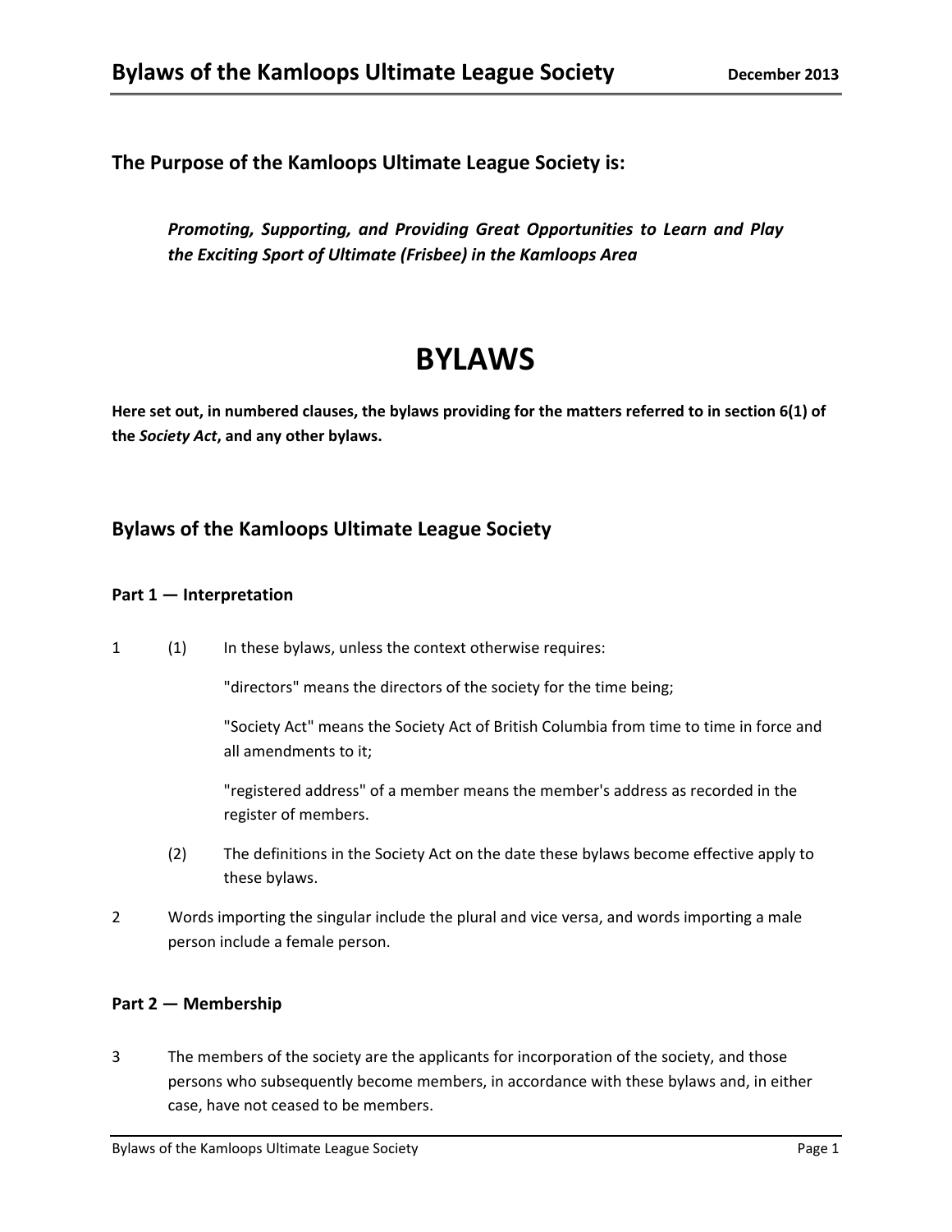## The Purpose of the Kamloops Ultimate League Society is:

***Promoting, Supporting, and Providing Great Opportunities to Learn and Play the Exciting Sport of Ultimate (Frisbee) in the Kamloops Area***

# BYLAWS

**Here set out, in numbered clauses, the bylaws providing for the matters referred to in section 6(1) of the *Society Act*, and any other bylaws.**

## Bylaws of the Kamloops Ultimate League Society

### Part 1 — Interpretation

1 (1) In these bylaws, unless the context otherwise requires:

"directors" means the directors of the society for the time being;

"Society Act" means the Society Act of British Columbia from time to time in force and all amendments to it;

"registered address" of a member means the member's address as recorded in the register of members.

(2) The definitions in the Society Act on the date these bylaws become effective apply to these bylaws.

2 Words importing the singular include the plural and vice versa, and words importing a male person include a female person.

### Part 2 — Membership

3 The members of the society are the applicants for incorporation of the society, and those persons who subsequently become members, in accordance with these bylaws and, in either case, have not ceased to be members.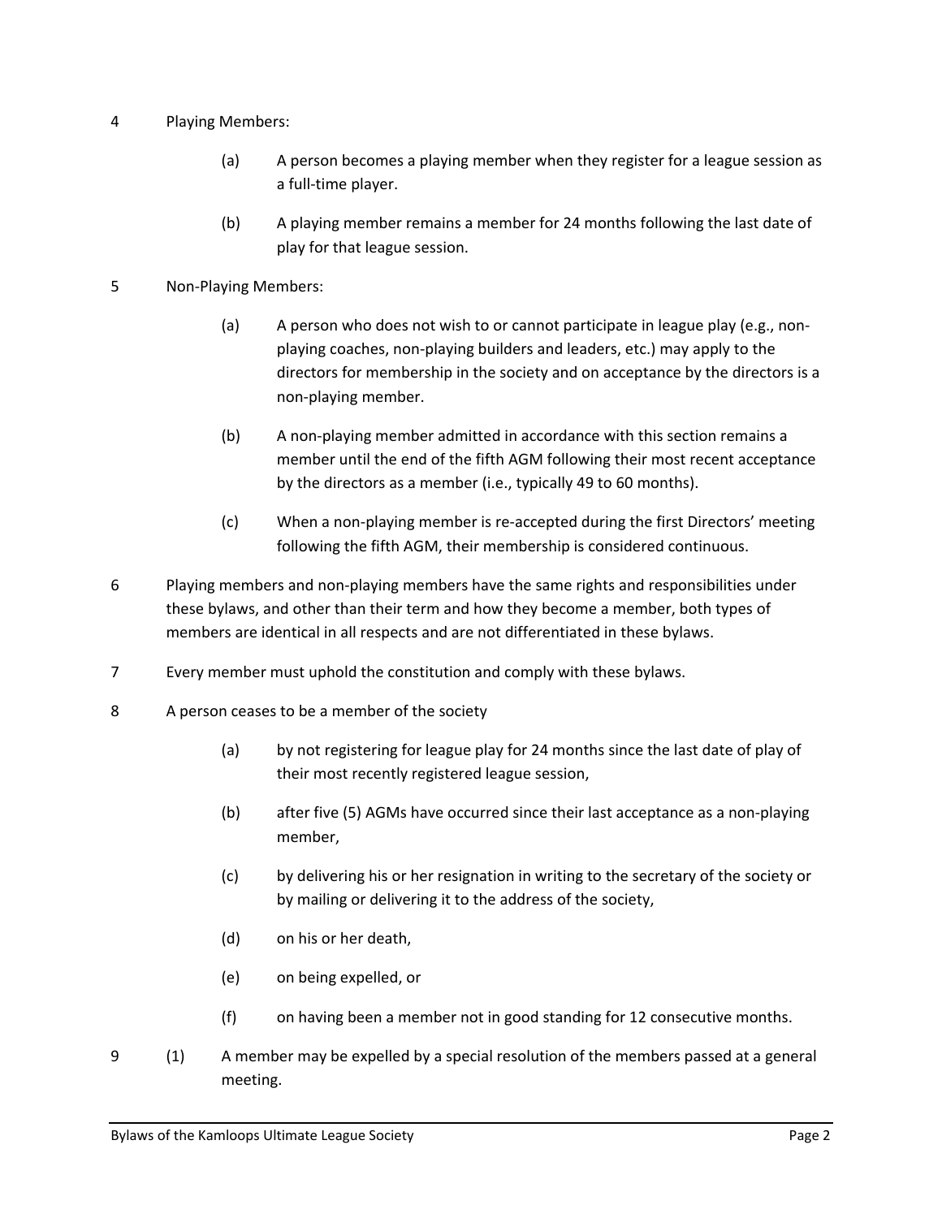4 Playing Members:

(a) A person becomes a playing member when they register for a league session as a full-time player.

(b) A playing member remains a member for 24 months following the last date of play for that league session.

5 Non-Playing Members:

(a) A person who does not wish to or cannot participate in league play (e.g., non-playing coaches, non-playing builders and leaders, etc.) may apply to the directors for membership in the society and on acceptance by the directors is a non-playing member.

(b) A non-playing member admitted in accordance with this section remains a member until the end of the fifth AGM following their most recent acceptance by the directors as a member (i.e., typically 49 to 60 months).

(c) When a non-playing member is re-accepted during the first Directors' meeting following the fifth AGM, their membership is considered continuous.

6 Playing members and non-playing members have the same rights and responsibilities under these bylaws, and other than their term and how they become a member, both types of members are identical in all respects and are not differentiated in these bylaws.

7 Every member must uphold the constitution and comply with these bylaws.

8 A person ceases to be a member of the society

(a) by not registering for league play for 24 months since the last date of play of their most recently registered league session,

(b) after five (5) AGMs have occurred since their last acceptance as a non-playing member,

(c) by delivering his or her resignation in writing to the secretary of the society or by mailing or delivering it to the address of the society,

(d) on his or her death,

(e) on being expelled, or

(f) on having been a member not in good standing for 12 consecutive months.

9 (1) A member may be expelled by a special resolution of the members passed at a general meeting.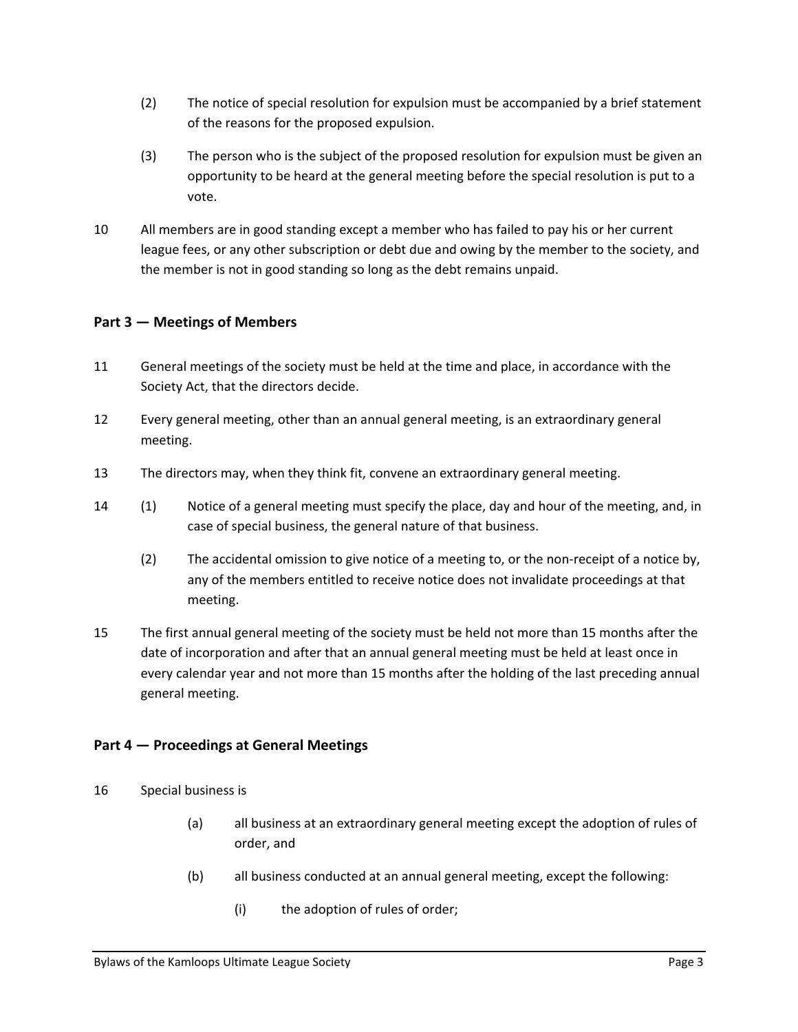(2) The notice of special resolution for expulsion must be accompanied by a brief statement of the reasons for the proposed expulsion.

(3) The person who is the subject of the proposed resolution for expulsion must be given an opportunity to be heard at the general meeting before the special resolution is put to a vote.

10 All members are in good standing except a member who has failed to pay his or her current league fees, or any other subscription or debt due and owing by the member to the society, and the member is not in good standing so long as the debt remains unpaid.

## Part 3 — Meetings of Members

11 General meetings of the society must be held at the time and place, in accordance with the Society Act, that the directors decide.

12 Every general meeting, other than an annual general meeting, is an extraordinary general meeting.

13 The directors may, when they think fit, convene an extraordinary general meeting.

14 (1) Notice of a general meeting must specify the place, day and hour of the meeting, and, in case of special business, the general nature of that business.

(2) The accidental omission to give notice of a meeting to, or the non-receipt of a notice by, any of the members entitled to receive notice does not invalidate proceedings at that meeting.

15 The first annual general meeting of the society must be held not more than 15 months after the date of incorporation and after that an annual general meeting must be held at least once in every calendar year and not more than 15 months after the holding of the last preceding annual general meeting.

## Part 4 — Proceedings at General Meetings

16 Special business is

(a) all business at an extraordinary general meeting except the adoption of rules of order, and

(b) all business conducted at an annual general meeting, except the following:

(i) the adoption of rules of order;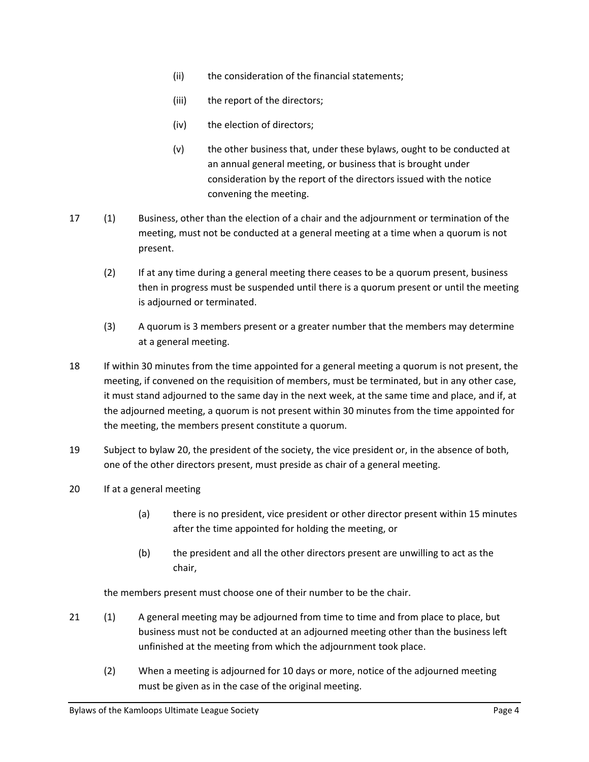(ii) the consideration of the financial statements;

(iii) the report of the directors;

(iv) the election of directors;

(v) the other business that, under these bylaws, ought to be conducted at an annual general meeting, or business that is brought under consideration by the report of the directors issued with the notice convening the meeting.

17 (1) Business, other than the election of a chair and the adjournment or termination of the meeting, must not be conducted at a general meeting at a time when a quorum is not present.

(2) If at any time during a general meeting there ceases to be a quorum present, business then in progress must be suspended until there is a quorum present or until the meeting is adjourned or terminated.

(3) A quorum is 3 members present or a greater number that the members may determine at a general meeting.

18 If within 30 minutes from the time appointed for a general meeting a quorum is not present, the meeting, if convened on the requisition of members, must be terminated, but in any other case, it must stand adjourned to the same day in the next week, at the same time and place, and if, at the adjourned meeting, a quorum is not present within 30 minutes from the time appointed for the meeting, the members present constitute a quorum.

19 Subject to bylaw 20, the president of the society, the vice president or, in the absence of both, one of the other directors present, must preside as chair of a general meeting.

20 If at a general meeting

(a) there is no president, vice president or other director present within 15 minutes after the time appointed for holding the meeting, or

(b) the president and all the other directors present are unwilling to act as the chair,

the members present must choose one of their number to be the chair.

21 (1) A general meeting may be adjourned from time to time and from place to place, but business must not be conducted at an adjourned meeting other than the business left unfinished at the meeting from which the adjournment took place.

(2) When a meeting is adjourned for 10 days or more, notice of the adjourned meeting must be given as in the case of the original meeting.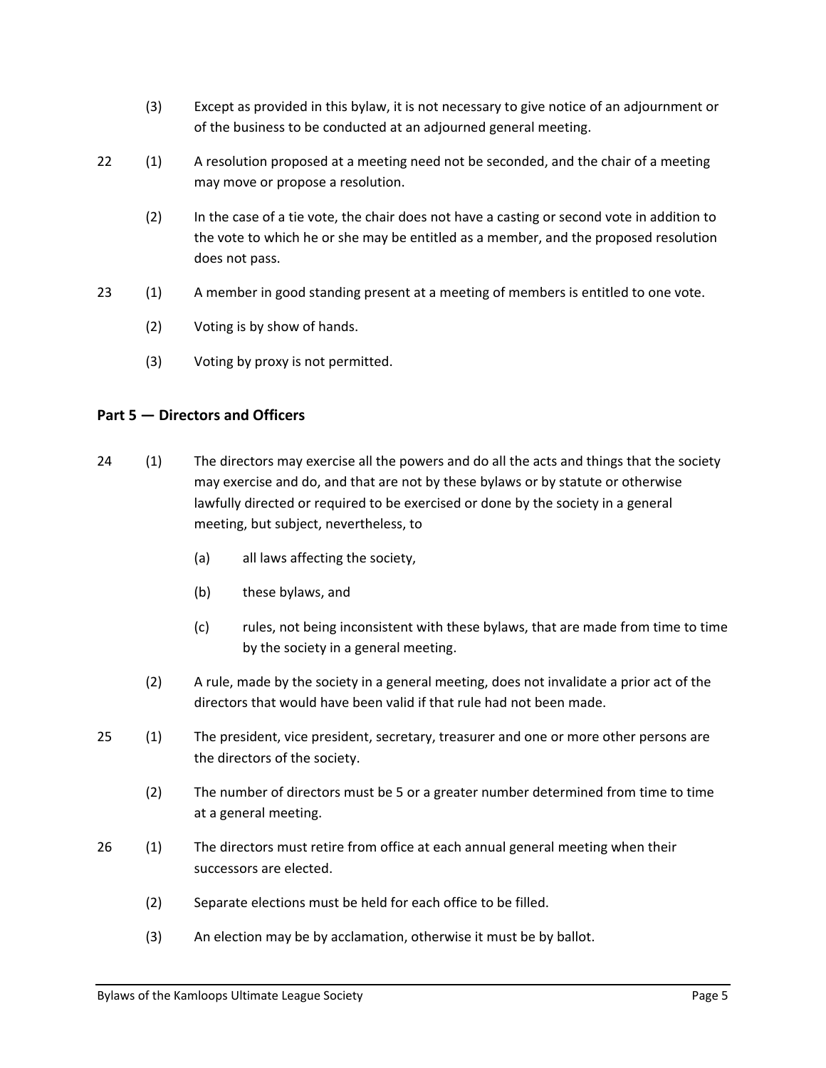(3) Except as provided in this bylaw, it is not necessary to give notice of an adjournment or of the business to be conducted at an adjourned general meeting.

22 (1) A resolution proposed at a meeting need not be seconded, and the chair of a meeting may move or propose a resolution.

(2) In the case of a tie vote, the chair does not have a casting or second vote in addition to the vote to which he or she may be entitled as a member, and the proposed resolution does not pass.

23 (1) A member in good standing present at a meeting of members is entitled to one vote.

(2) Voting is by show of hands.

(3) Voting by proxy is not permitted.

## Part 5 — Directors and Officers

24 (1) The directors may exercise all the powers and do all the acts and things that the society may exercise and do, and that are not by these bylaws or by statute or otherwise lawfully directed or required to be exercised or done by the society in a general meeting, but subject, nevertheless, to

(a) all laws affecting the society,

(b) these bylaws, and

(c) rules, not being inconsistent with these bylaws, that are made from time to time by the society in a general meeting.

(2) A rule, made by the society in a general meeting, does not invalidate a prior act of the directors that would have been valid if that rule had not been made.

25 (1) The president, vice president, secretary, treasurer and one or more other persons are the directors of the society.

(2) The number of directors must be 5 or a greater number determined from time to time at a general meeting.

26 (1) The directors must retire from office at each annual general meeting when their successors are elected.

(2) Separate elections must be held for each office to be filled.

(3) An election may be by acclamation, otherwise it must be by ballot.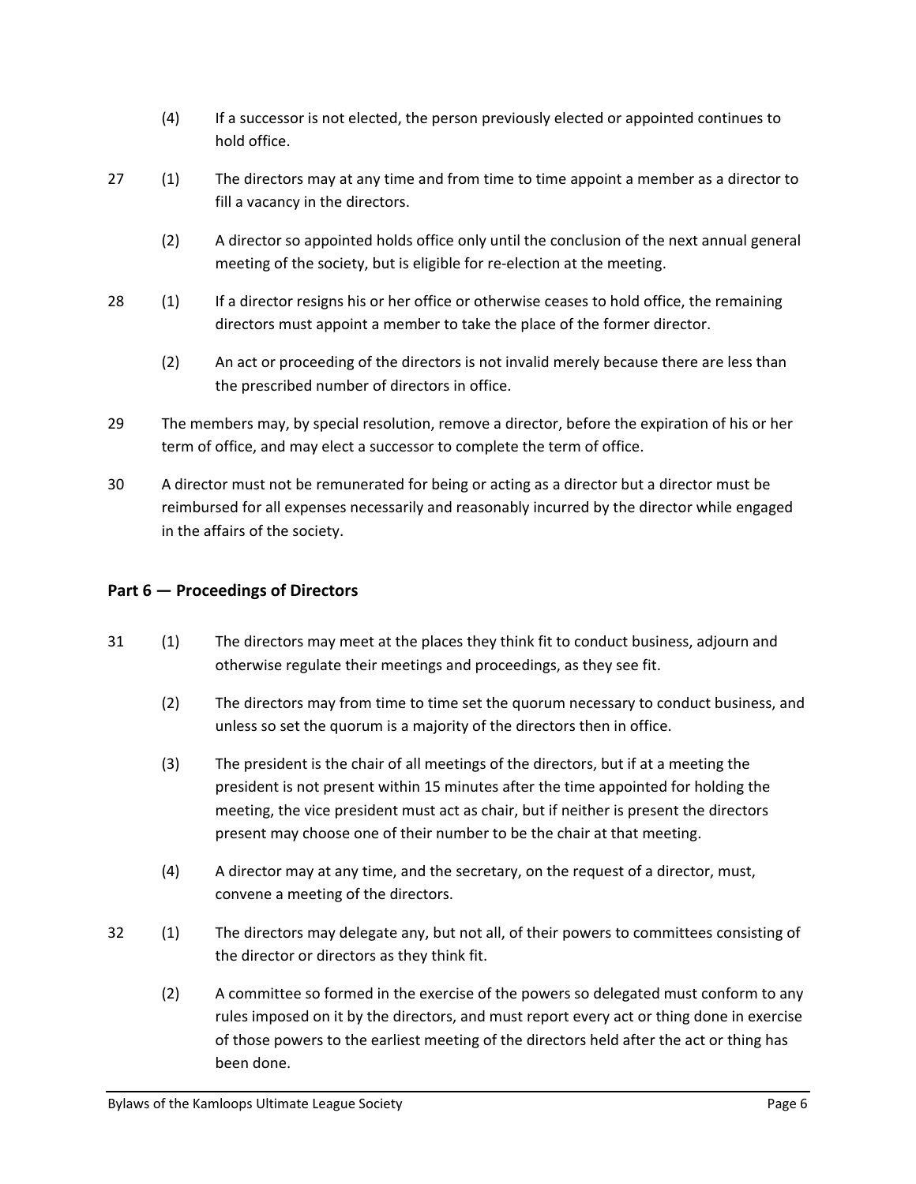(4) If a successor is not elected, the person previously elected or appointed continues to hold office.

27 (1) The directors may at any time and from time to time appoint a member as a director to fill a vacancy in the directors.

(2) A director so appointed holds office only until the conclusion of the next annual general meeting of the society, but is eligible for re-election at the meeting.

28 (1) If a director resigns his or her office or otherwise ceases to hold office, the remaining directors must appoint a member to take the place of the former director.

(2) An act or proceeding of the directors is not invalid merely because there are less than the prescribed number of directors in office.

29 The members may, by special resolution, remove a director, before the expiration of his or her term of office, and may elect a successor to complete the term of office.

30 A director must not be remunerated for being or acting as a director but a director must be reimbursed for all expenses necessarily and reasonably incurred by the director while engaged in the affairs of the society.

## Part 6 — Proceedings of Directors

31 (1) The directors may meet at the places they think fit to conduct business, adjourn and otherwise regulate their meetings and proceedings, as they see fit.

(2) The directors may from time to time set the quorum necessary to conduct business, and unless so set the quorum is a majority of the directors then in office.

(3) The president is the chair of all meetings of the directors, but if at a meeting the president is not present within 15 minutes after the time appointed for holding the meeting, the vice president must act as chair, but if neither is present the directors present may choose one of their number to be the chair at that meeting.

(4) A director may at any time, and the secretary, on the request of a director, must, convene a meeting of the directors.

32 (1) The directors may delegate any, but not all, of their powers to committees consisting of the director or directors as they think fit.

(2) A committee so formed in the exercise of the powers so delegated must conform to any rules imposed on it by the directors, and must report every act or thing done in exercise of those powers to the earliest meeting of the directors held after the act or thing has been done.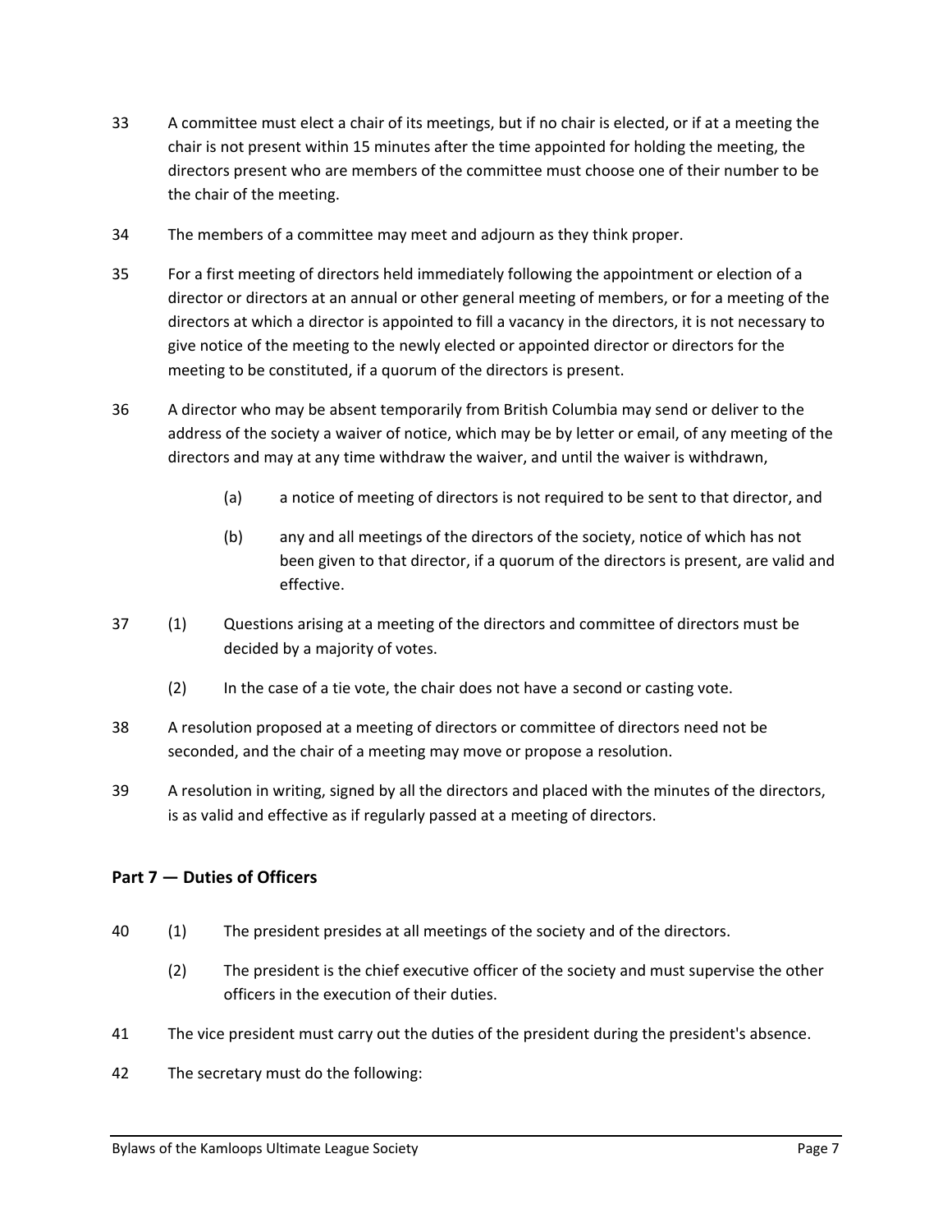33 A committee must elect a chair of its meetings, but if no chair is elected, or if at a meeting the chair is not present within 15 minutes after the time appointed for holding the meeting, the directors present who are members of the committee must choose one of their number to be the chair of the meeting.

34 The members of a committee may meet and adjourn as they think proper.

35 For a first meeting of directors held immediately following the appointment or election of a director or directors at an annual or other general meeting of members, or for a meeting of the directors at which a director is appointed to fill a vacancy in the directors, it is not necessary to give notice of the meeting to the newly elected or appointed director or directors for the meeting to be constituted, if a quorum of the directors is present.

36 A director who may be absent temporarily from British Columbia may send or deliver to the address of the society a waiver of notice, which may be by letter or email, of any meeting of the directors and may at any time withdraw the waiver, and until the waiver is withdrawn,

   (a) a notice of meeting of directors is not required to be sent to that director, and

   (b) any and all meetings of the directors of the society, notice of which has not been given to that director, if a quorum of the directors is present, are valid and effective.

37 (1) Questions arising at a meeting of the directors and committee of directors must be decided by a majority of votes.

   (2) In the case of a tie vote, the chair does not have a second or casting vote.

38 A resolution proposed at a meeting of directors or committee of directors need not be seconded, and the chair of a meeting may move or propose a resolution.

39 A resolution in writing, signed by all the directors and placed with the minutes of the directors, is as valid and effective as if regularly passed at a meeting of directors.

## Part 7 — Duties of Officers

40 (1) The president presides at all meetings of the society and of the directors.

   (2) The president is the chief executive officer of the society and must supervise the other officers in the execution of their duties.

41 The vice president must carry out the duties of the president during the president's absence.

42 The secretary must do the following: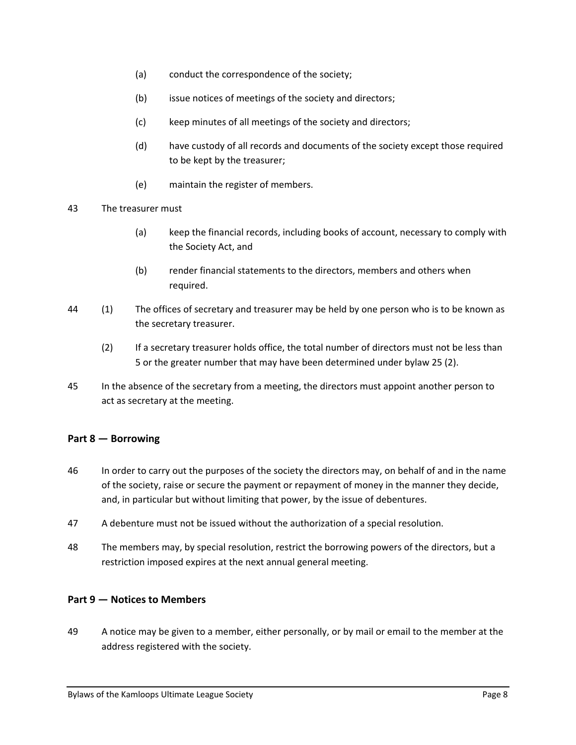(a) conduct the correspondence of the society;

(b) issue notices of meetings of the society and directors;

(c) keep minutes of all meetings of the society and directors;

(d) have custody of all records and documents of the society except those required to be kept by the treasurer;

(e) maintain the register of members.

43 The treasurer must

(a) keep the financial records, including books of account, necessary to comply with the Society Act, and

(b) render financial statements to the directors, members and others when required.

44 (1) The offices of secretary and treasurer may be held by one person who is to be known as the secretary treasurer.

(2) If a secretary treasurer holds office, the total number of directors must not be less than 5 or the greater number that may have been determined under bylaw 25 (2).

45 In the absence of the secretary from a meeting, the directors must appoint another person to act as secretary at the meeting.

### Part 8 — Borrowing

46 In order to carry out the purposes of the society the directors may, on behalf of and in the name of the society, raise or secure the payment or repayment of money in the manner they decide, and, in particular but without limiting that power, by the issue of debentures.

47 A debenture must not be issued without the authorization of a special resolution.

48 The members may, by special resolution, restrict the borrowing powers of the directors, but a restriction imposed expires at the next annual general meeting.

### Part 9 — Notices to Members

49 A notice may be given to a member, either personally, or by mail or email to the member at the address registered with the society.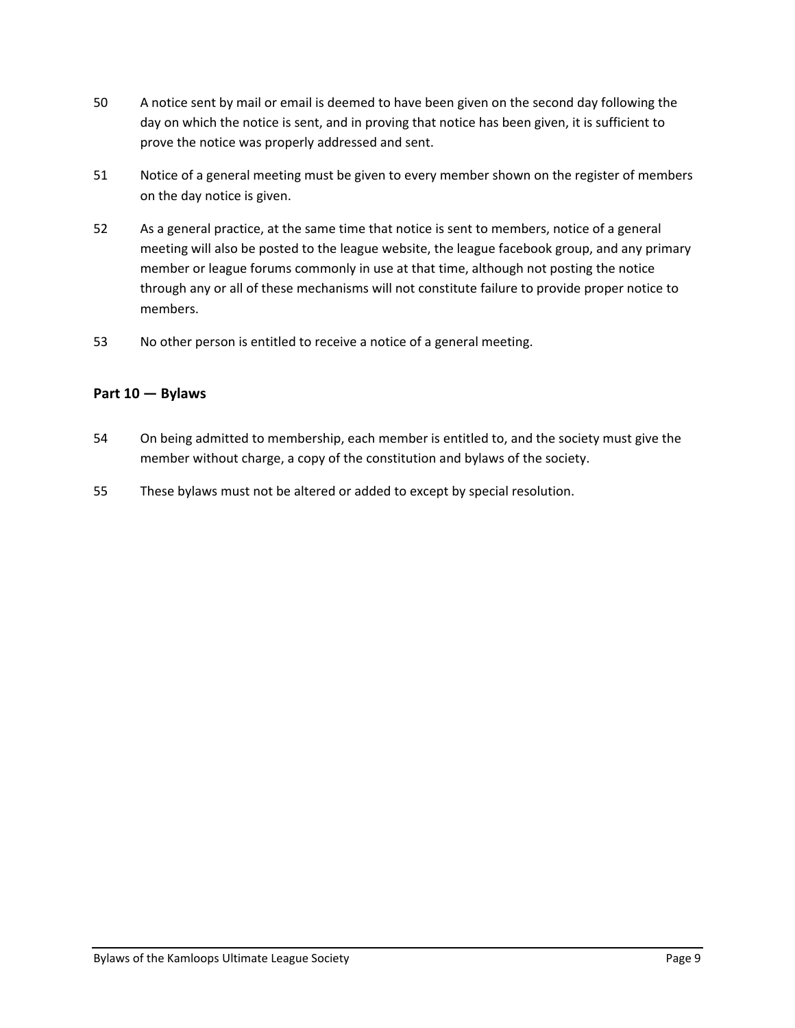50 A notice sent by mail or email is deemed to have been given on the second day following the day on which the notice is sent, and in proving that notice has been given, it is sufficient to prove the notice was properly addressed and sent.

51 Notice of a general meeting must be given to every member shown on the register of members on the day notice is given.

52 As a general practice, at the same time that notice is sent to members, notice of a general meeting will also be posted to the league website, the league facebook group, and any primary member or league forums commonly in use at that time, although not posting the notice through any or all of these mechanisms will not constitute failure to provide proper notice to members.

53 No other person is entitled to receive a notice of a general meeting.

## Part 10 — Bylaws

54 On being admitted to membership, each member is entitled to, and the society must give the member without charge, a copy of the constitution and bylaws of the society.

55 These bylaws must not be altered or added to except by special resolution.